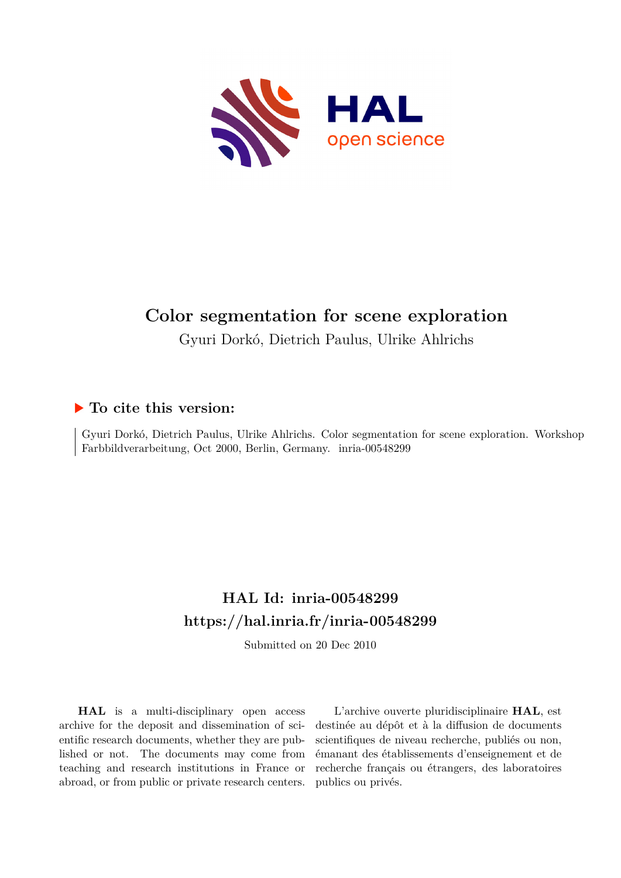# Color segmentation for scene exploration

Gyuri Dorkó, Dietrich Paulus, Ulrike Ahlrichs

## ▶ To cite this version:

Gyuri Dorkó, Dietrich Paulus, Ulrike Ahlrichs. Color segmentation for scene exploration. Workshop Farbbildverarbeitung, Oct 2000, Berlin, Germany. inria-00548299

## HAL Id: inria-00548299
## https://hal.inria.fr/inria-00548299

Submitted on 20 Dec 2010

**HAL** is a multi-disciplinary open access archive for the deposit and dissemination of scientific research documents, whether they are published or not. The documents may come from teaching and research institutions in France or abroad, or from public or private research centers.

L'archive ouverte pluridisciplinaire **HAL**, est destinée au dépôt et à la diffusion de documents scientifiques de niveau recherche, publiés ou non, émanant des établissements d'enseignement et de recherche français ou étrangers, des laboratoires publics ou privés.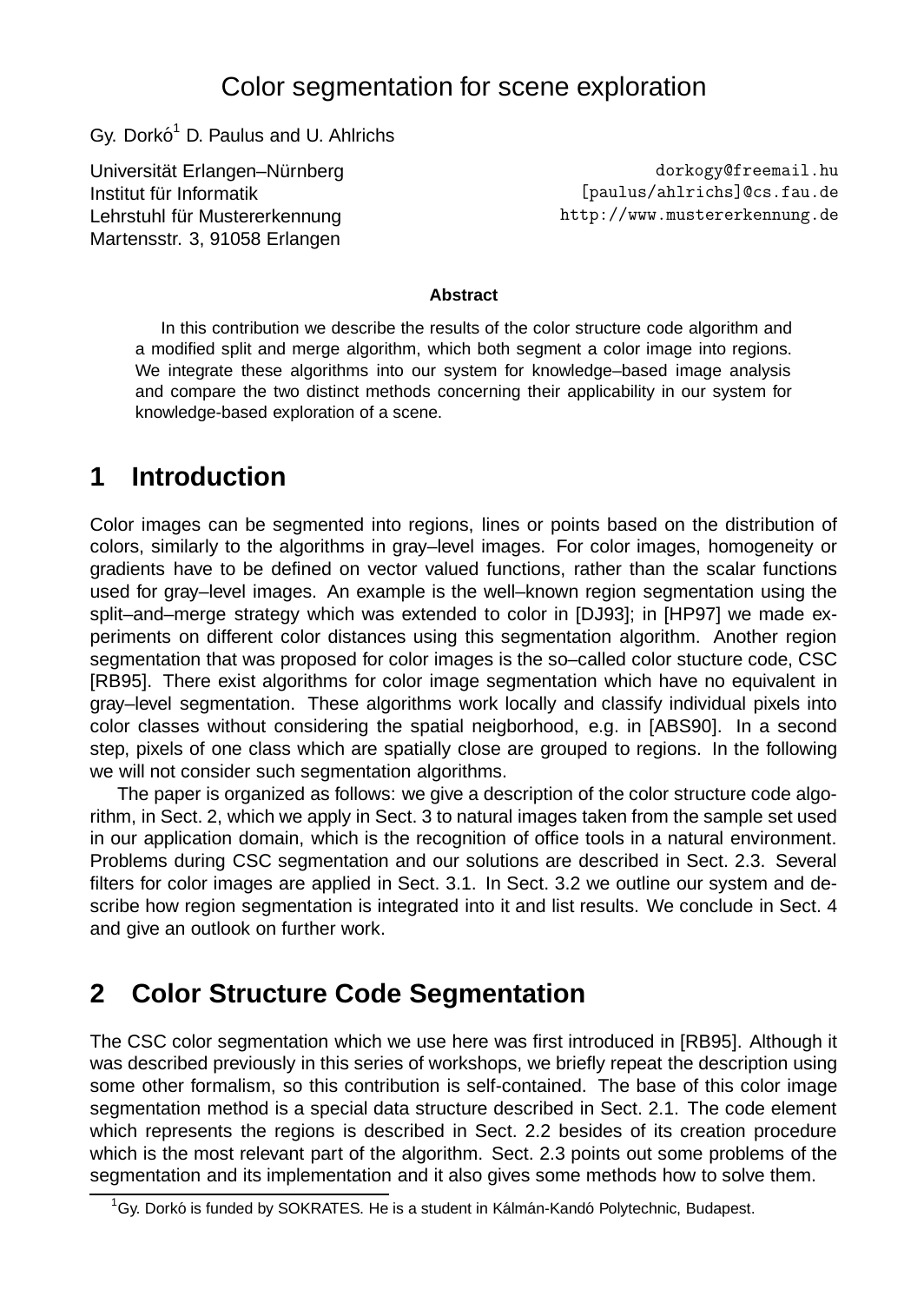# Color segmentation for scene exploration

Gy. Dorkó[1] D. Paulus and U. Ahlrichs

Universität Erlangen–Nürnberg
Institut für Informatik
Lehrstuhl für Mustererkennung
Martensstr. 3, 91058 Erlangen

dorkogy@freemail.hu
[paulus/ahlrichs]@cs.fau.de
http://www.mustererkennung.de

**Abstract**

In this contribution we describe the results of the color structure code algorithm and a modified split and merge algorithm, which both segment a color image into regions. We integrate these algorithms into our system for knowledge–based image analysis and compare the two distinct methods concerning their applicability in our system for knowledge-based exploration of a scene.

## 1 Introduction

Color images can be segmented into regions, lines or points based on the distribution of colors, similarly to the algorithms in gray–level images. For color images, homogeneity or gradients have to be defined on vector valued functions, rather than the scalar functions used for gray–level images. An example is the well–known region segmentation using the split–and–merge strategy which was extended to color in [DJ93]; in [HP97] we made experiments on different color distances using this segmentation algorithm. Another region segmentation that was proposed for color images is the so–called color stucture code, CSC [RB95]. There exist algorithms for color image segmentation which have no equivalent in gray–level segmentation. These algorithms work locally and classify individual pixels into color classes without considering the spatial neigborhood, e.g. in [ABS90]. In a second step, pixels of one class which are spatially close are grouped to regions. In the following we will not consider such segmentation algorithms.

The paper is organized as follows: we give a description of the color structure code algorithm, in Sect. 2, which we apply in Sect. 3 to natural images taken from the sample set used in our application domain, which is the recognition of office tools in a natural environment. Problems during CSC segmentation and our solutions are described in Sect. 2.3. Several filters for color images are applied in Sect. 3.1. In Sect. 3.2 we outline our system and describe how region segmentation is integrated into it and list results. We conclude in Sect. 4 and give an outlook on further work.

## 2 Color Structure Code Segmentation

The CSC color segmentation which we use here was first introduced in [RB95]. Although it was described previously in this series of workshops, we briefly repeat the description using some other formalism, so this contribution is self-contained. The base of this color image segmentation method is a special data structure described in Sect. 2.1. The code element which represents the regions is described in Sect. 2.2 besides of its creation procedure which is the most relevant part of the algorithm. Sect. 2.3 points out some problems of the segmentation and its implementation and it also gives some methods how to solve them.

[1] Gy. Dorkó is funded by SOKRATES. He is a student in Kálmán-Kandó Polytechnic, Budapest.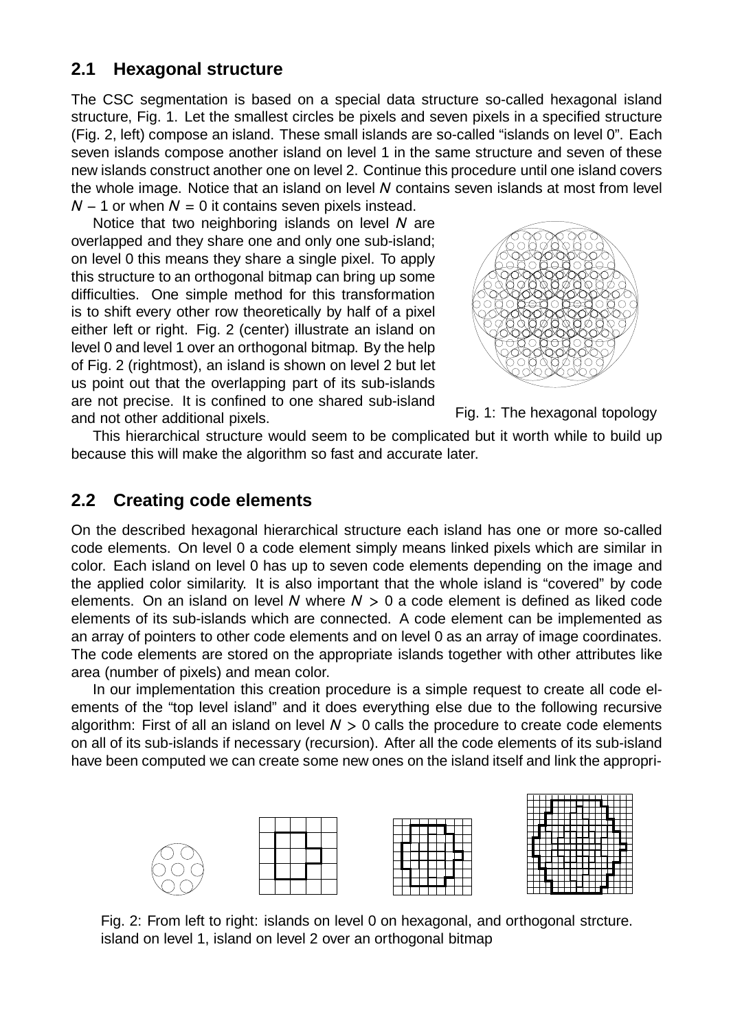## 2.1 Hexagonal structure

The CSC segmentation is based on a special data structure so-called hexagonal island structure, Fig. 1. Let the smallest circles be pixels and seven pixels in a specified structure (Fig. 2, left) compose an island. These small islands are so-called "islands on level 0". Each seven islands compose another island on level 1 in the same structure and seven of these new islands construct another one on level 2. Continue this procedure until one island covers the whole image. Notice that an island on level $N$ contains seven islands at most from level $N - 1$ or when $N = 0$ it contains seven pixels instead.

Notice that two neighboring islands on level $N$ are overlapped and they share one and only one sub-island; on level 0 this means they share a single pixel. To apply this structure to an orthogonal bitmap can bring up some difficulties. One simple method for this transformation is to shift every other row theoretically by half of a pixel either left or right. Fig. 2 (center) illustrate an island on level 0 and level 1 over an orthogonal bitmap. By the help of Fig. 2 (rightmost), an island is shown on level 2 but let us point out that the overlapping part of its sub-islands are not precise. It is confined to one shared sub-island and not other additional pixels.

Fig. 1: The hexagonal topology

This hierarchical structure would seem to be complicated but it worth while to build up because this will make the algorithm so fast and accurate later.

## 2.2 Creating code elements

On the described hexagonal hierarchical structure each island has one or more so-called code elements. On level 0 a code element simply means linked pixels which are similar in color. Each island on level 0 has up to seven code elements depending on the image and the applied color similarity. It is also important that the whole island is "covered" by code elements. On an island on level $N$ where $N > 0$ a code element is defined as liked code elements of its sub-islands which are connected. A code element can be implemented as an array of pointers to other code elements and on level 0 as an array of image coordinates. The code elements are stored on the appropriate islands together with other attributes like area (number of pixels) and mean color.

In our implementation this creation procedure is a simple request to create all code elements of the "top level island" and it does everything else due to the following recursive algorithm: First of all an island on level $N > 0$ calls the procedure to create code elements on all of its sub-islands if necessary (recursion). After all the code elements of its sub-island have been computed we can create some new ones on the island itself and link the appropri-

Fig. 2: From left to right: islands on level 0 on hexagonal, and orthogonal strcture. island on level 1, island on level 2 over an orthogonal bitmap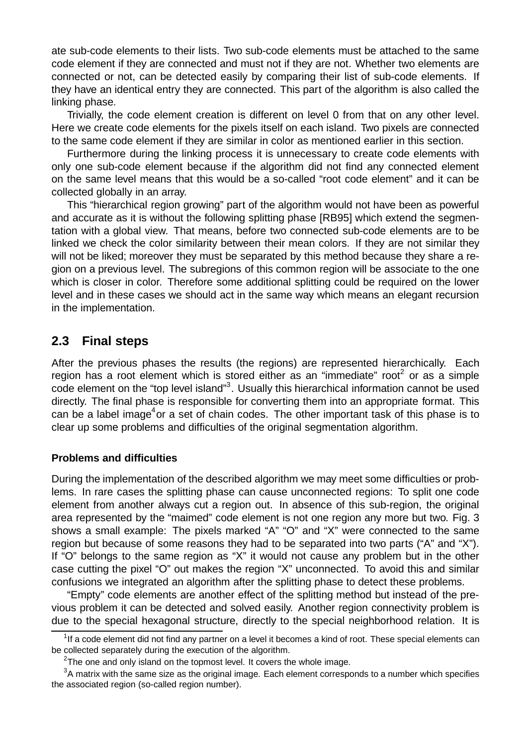ate sub-code elements to their lists. Two sub-code elements must be attached to the same code element if they are connected and must not if they are not. Whether two elements are connected or not, can be detected easily by comparing their list of sub-code elements. If they have an identical entry they are connected. This part of the algorithm is also called the linking phase.

Trivially, the code element creation is different on level 0 from that on any other level. Here we create code elements for the pixels itself on each island. Two pixels are connected to the same code element if they are similar in color as mentioned earlier in this section.

Furthermore during the linking process it is unnecessary to create code elements with only one sub-code element because if the algorithm did not find any connected element on the same level means that this would be a so-called "root code element" and it can be collected globally in an array.

This "hierarchical region growing" part of the algorithm would not have been as powerful and accurate as it is without the following splitting phase [RB95] which extend the segmentation with a global view. That means, before two connected sub-code elements are to be linked we check the color similarity between their mean colors. If they are not similar they will not be liked; moreover they must be separated by this method because they share a region on a previous level. The subregions of this common region will be associate to the one which is closer in color. Therefore some additional splitting could be required on the lower level and in these cases we should act in the same way which means an elegant recursion in the implementation.

## 2.3 Final steps

After the previous phases the results (the regions) are represented hierarchically. Each region has a root element which is stored either as an "immediate" root[2] or as a simple code element on the "top level island"[3]. Usually this hierarchical information cannot be used directly. The final phase is responsible for converting them into an appropriate format. This can be a label image[4] or a set of chain codes. The other important task of this phase is to clear up some problems and difficulties of the original segmentation algorithm.

### Problems and difficulties

During the implementation of the described algorithm we may meet some difficulties or problems. In rare cases the splitting phase can cause unconnected regions: To split one code element from another always cut a region out. In absence of this sub-region, the original area represented by the "maimed" code element is not one region any more but two. Fig. 3 shows a small example: The pixels marked "A" "O" and "X" were connected to the same region but because of some reasons they had to be separated into two parts ("A" and "X"). If "O" belongs to the same region as "X" it would not cause any problem but in the other case cutting the pixel "O" out makes the region "X" unconnected. To avoid this and similar confusions we integrated an algorithm after the splitting phase to detect these problems.

"Empty" code elements are another effect of the splitting method but instead of the previous problem it can be detected and solved easily. Another region connectivity problem is due to the special hexagonal structure, directly to the special neighborhood relation. It is

---

[1] If a code element did not find any partner on a level it becomes a kind of root. These special elements can be collected separately during the execution of the algorithm.

[2] The one and only island on the topmost level. It covers the whole image.

[3] A matrix with the same size as the original image. Each element corresponds to a number which specifies the associated region (so-called region number).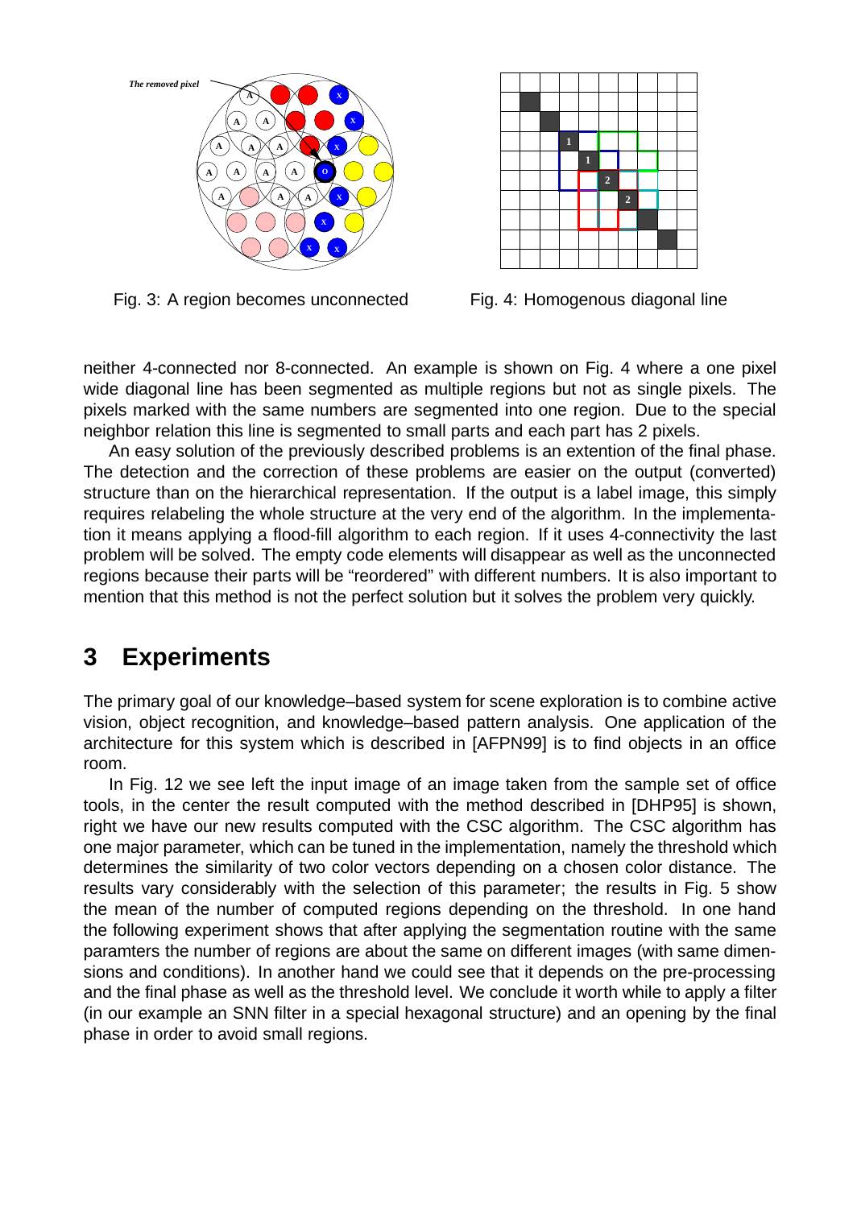Fig. 3: A region becomes unconnected

Fig. 4: Homogenous diagonal line

neither 4-connected nor 8-connected. An example is shown on Fig. 4 where a one pixel wide diagonal line has been segmented as multiple regions but not as single pixels. The pixels marked with the same numbers are segmented into one region. Due to the special neighbor relation this line is segmented to small parts and each part has 2 pixels.

An easy solution of the previously described problems is an extention of the final phase. The detection and the correction of these problems are easier on the output (converted) structure than on the hierarchical representation. If the output is a label image, this simply requires relabeling the whole structure at the very end of the algorithm. In the implementation it means applying a flood-fill algorithm to each region. If it uses 4-connectivity the last problem will be solved. The empty code elements will disappear as well as the unconnected regions because their parts will be "reordered" with different numbers. It is also important to mention that this method is not the perfect solution but it solves the problem very quickly.

## 3 Experiments

The primary goal of our knowledge–based system for scene exploration is to combine active vision, object recognition, and knowledge–based pattern analysis. One application of the architecture for this system which is described in [AFPN99] is to find objects in an office room.

In Fig. 12 we see left the input image of an image taken from the sample set of office tools, in the center the result computed with the method described in [DHP95] is shown, right we have our new results computed with the CSC algorithm. The CSC algorithm has one major parameter, which can be tuned in the implementation, namely the threshold which determines the similarity of two color vectors depending on a chosen color distance. The results vary considerably with the selection of this parameter; the results in Fig. 5 show the mean of the number of computed regions depending on the threshold. In one hand the following experiment shows that after applying the segmentation routine with the same paramters the number of regions are about the same on different images (with same dimensions and conditions). In another hand we could see that it depends on the pre-processing and the final phase as well as the threshold level. We conclude it worth while to apply a filter (in our example an SNN filter in a special hexagonal structure) and an opening by the final phase in order to avoid small regions.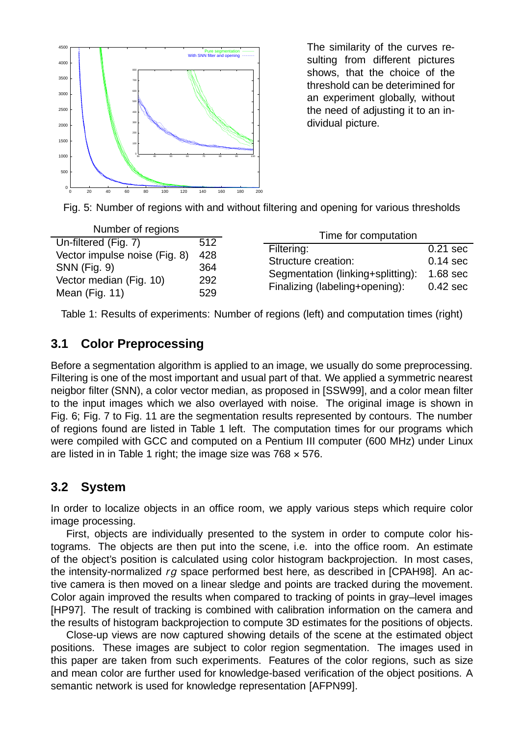The similarity of the curves resulting from different pictures shows, that the choice of the threshold can be deterimined for an experiment globally, without the need of adjusting it to an individual picture.

Fig. 5: Number of regions with and without filtering and opening for various thresholds

| Number of regions | |
|---|---|
| Un-filtered (Fig. 7) | 512 |
| Vector impulse noise (Fig. 8) | 428 |
| SNN (Fig. 9) | 364 |
| Vector median (Fig. 10) | 292 |
| Mean (Fig. 11) | 529 |

| Time for computation | |
|---|---|
| Filtering: | 0.21 sec |
| Structure creation: | 0.14 sec |
| Segmentation (linking+splitting): | 1.68 sec |
| Finalizing (labeling+opening): | 0.42 sec |

Table 1: Results of experiments: Number of regions (left) and computation times (right)

## 3.1 Color Preprocessing

Before a segmentation algorithm is applied to an image, we usually do some preprocessing. Filtering is one of the most important and usual part of that. We applied a symmetric nearest neigbor filter (SNN), a color vector median, as proposed in [SSW99], and a color mean filter to the input images which we also overlayed with noise. The original image is shown in Fig. 6; Fig. 7 to Fig. 11 are the segmentation results represented by contours. The number of regions found are listed in Table 1 left. The computation times for our programs which were compiled with GCC and computed on a Pentium III computer (600 MHz) under Linux are listed in in Table 1 right; the image size was $768 \times 576$.

## 3.2 System

In order to localize objects in an office room, we apply various steps which require color image processing.

First, objects are individually presented to the system in order to compute color histograms. The objects are then put into the scene, i.e. into the office room. An estimate of the object's position is calculated using color histogram backprojection. In most cases, the intensity-normalized $rg$ space performed best here, as described in [CPAH98]. An active camera is then moved on a linear sledge and points are tracked during the movement. Color again improved the results when compared to tracking of points in gray–level images [HP97]. The result of tracking is combined with calibration information on the camera and the results of histogram backprojection to compute 3D estimates for the positions of objects.

Close-up views are now captured showing details of the scene at the estimated object positions. These images are subject to color region segmentation. The images used in this paper are taken from such experiments. Features of the color regions, such as size and mean color are further used for knowledge-based verification of the object positions. A semantic network is used for knowledge representation [AFPN99].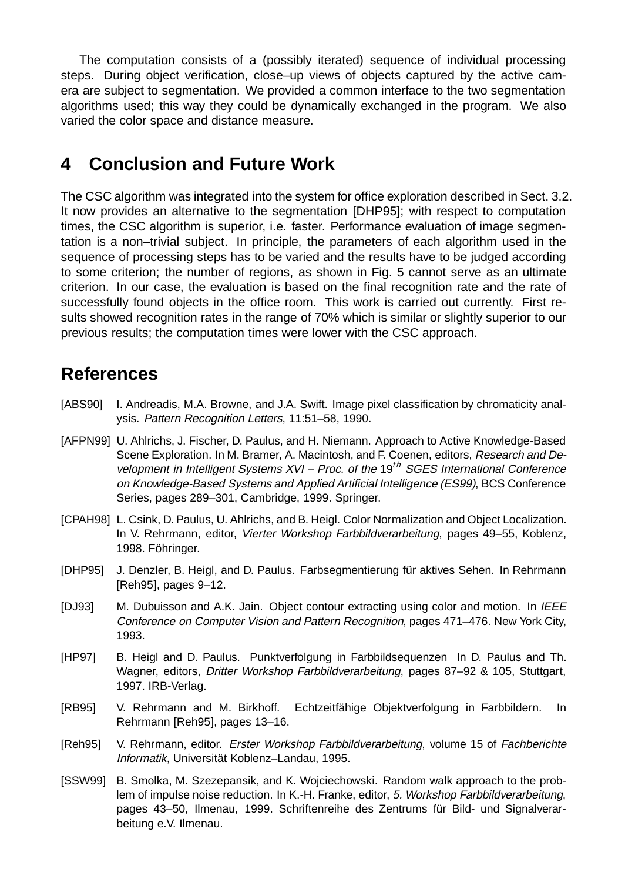The computation consists of a (possibly iterated) sequence of individual processing steps. During object verification, close–up views of objects captured by the active camera are subject to segmentation. We provided a common interface to the two segmentation algorithms used; this way they could be dynamically exchanged in the program. We also varied the color space and distance measure.

## 4 Conclusion and Future Work

The CSC algorithm was integrated into the system for office exploration described in Sect. 3.2. It now provides an alternative to the segmentation [DHP95]; with respect to computation times, the CSC algorithm is superior, i.e. faster. Performance evaluation of image segmentation is a non–trivial subject. In principle, the parameters of each algorithm used in the sequence of processing steps has to be varied and the results have to be judged according to some criterion; the number of regions, as shown in Fig. 5 cannot serve as an ultimate criterion. In our case, the evaluation is based on the final recognition rate and the rate of successfully found objects in the office room. This work is carried out currently. First results showed recognition rates in the range of 70% which is similar or slightly superior to our previous results; the computation times were lower with the CSC approach.

## References

[ABS90] I. Andreadis, M.A. Browne, and J.A. Swift. Image pixel classification by chromaticity analysis. *Pattern Recognition Letters*, 11:51–58, 1990.

[AFPN99] U. Ahlrichs, J. Fischer, D. Paulus, and H. Niemann. Approach to Active Knowledge-Based Scene Exploration. In M. Bramer, A. Macintosh, and F. Coenen, editors, *Research and Development in Intelligent Systems XVI – Proc. of the* $19^{th}$ *SGES International Conference on Knowledge-Based Systems and Applied Artificial Intelligence (ES99)*, BCS Conference Series, pages 289–301, Cambridge, 1999. Springer.

[CPAH98] L. Csink, D. Paulus, U. Ahlrichs, and B. Heigl. Color Normalization and Object Localization. In V. Rehrmann, editor, *Vierter Workshop Farbbildverarbeitung*, pages 49–55, Koblenz, 1998. Föhringer.

[DHP95] J. Denzler, B. Heigl, and D. Paulus. Farbsegmentierung für aktives Sehen. In Rehrmann [Reh95], pages 9–12.

[DJ93] M. Dubuisson and A.K. Jain. Object contour extracting using color and motion. In *IEEE Conference on Computer Vision and Pattern Recognition*, pages 471–476. New York City, 1993.

[HP97] B. Heigl and D. Paulus. Punktverfolgung in Farbbildsequenzen In D. Paulus and Th. Wagner, editors, *Dritter Workshop Farbbildverarbeitung*, pages 87–92 & 105, Stuttgart, 1997. IRB-Verlag.

[RB95] V. Rehrmann and M. Birkhoff. Echtzeitfähige Objektverfolgung in Farbbildern. In Rehrmann [Reh95], pages 13–16.

[Reh95] V. Rehrmann, editor. *Erster Workshop Farbbildverarbeitung*, volume 15 of *Fachberichte Informatik*, Universität Koblenz–Landau, 1995.

[SSW99] B. Smolka, M. Szezepansik, and K. Wojciechowski. Random walk approach to the problem of impulse noise reduction. In K.-H. Franke, editor, *5. Workshop Farbbildverarbeitung*, pages 43–50, Ilmenau, 1999. Schriftenreihe des Zentrums für Bild- und Signalverarbeitung e.V. Ilmenau.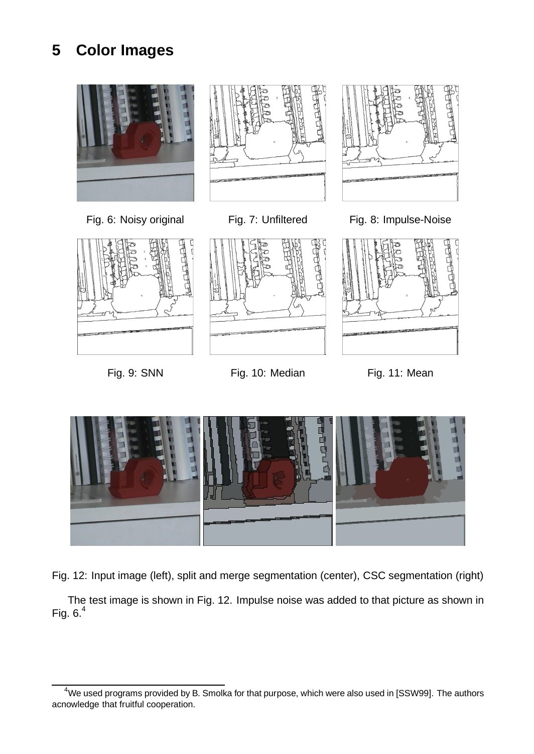## 5 Color Images

Fig. 6: Noisy original

Fig. 7: Unfiltered

Fig. 8: Impulse-Noise

Fig. 9: SNN

Fig. 10: Median

Fig. 11: Mean

Fig. 12: Input image (left), split and merge segmentation (center), CSC segmentation (right)

The test image is shown in Fig. 12. Impulse noise was added to that picture as shown in Fig. 6.[4]

[4] We used programs provided by B. Smolka for that purpose, which were also used in [SSW99]. The authors acnowledge that fruitful cooperation.